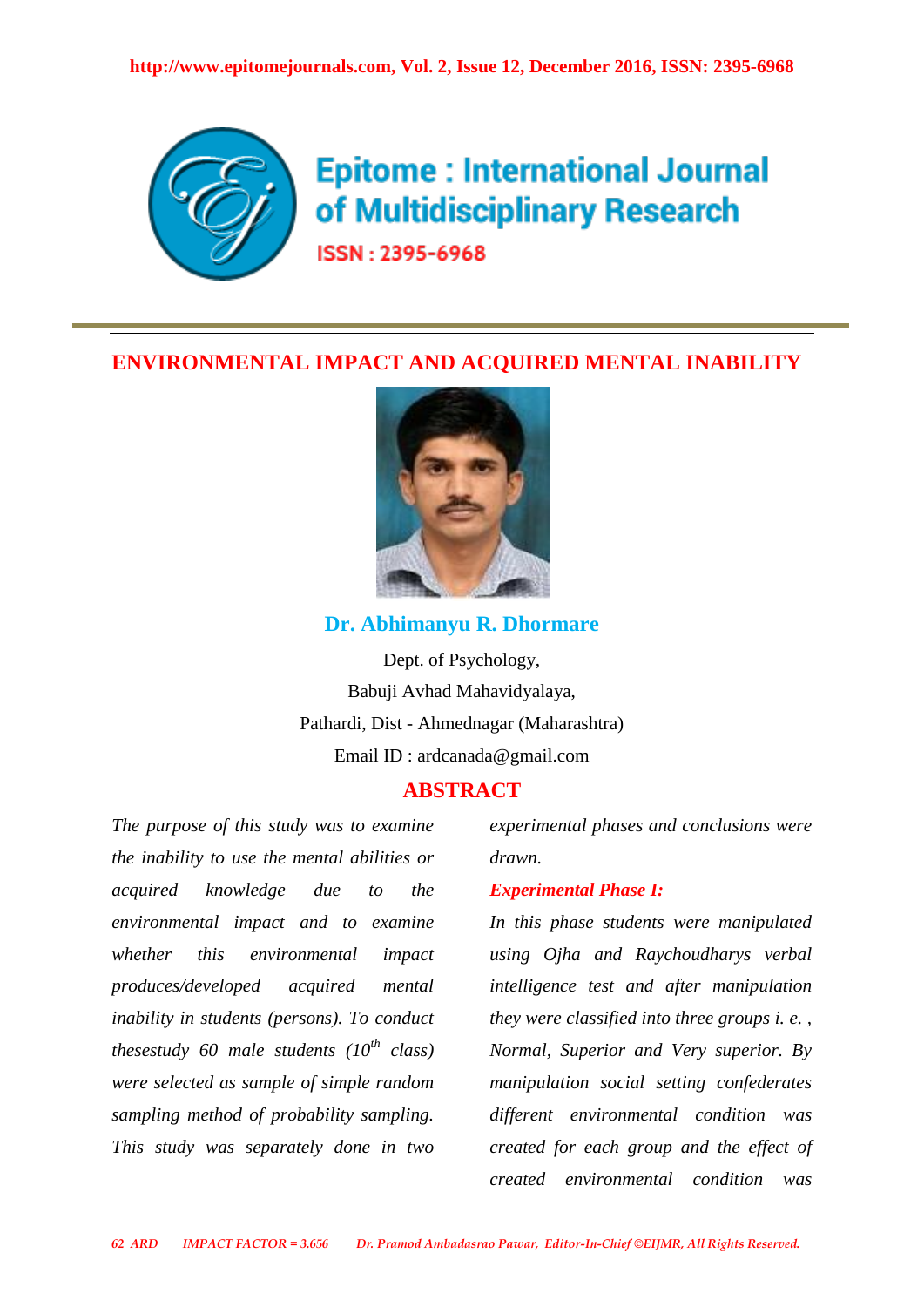# ENVIRONMENTAL IMPACT AND ACQUIRED MENTAL INABILITY

**Dr. Abhimanyu R. Dhormare**

Dept. of Psychology,
Babuji Avhad Mahavidyalaya,
Pathardi, Dist - Ahmednagar (Maharashtra)
Email ID : ardcanada@gmail.com

## ABSTRACT

*The purpose of this study was to examine the inability to use the mental abilities or acquired knowledge due to the environmental impact and to examine whether this environmental impact produces/developed acquired mental inability in students (persons). To conduct thesestudy 60 male students ($10^{th}$ class) were selected as sample of simple random sampling method of probability sampling. This study was separately done in two experimental phases and conclusions were drawn.*

***Experimental Phase I:***

*In this phase students were manipulated using Ojha and Raychoudharys verbal intelligence test and after manipulation they were classified into three groups i. e. , Normal, Superior and Very superior. By manipulation social setting confederates different environmental condition was created for each group and the effect of created environmental condition was*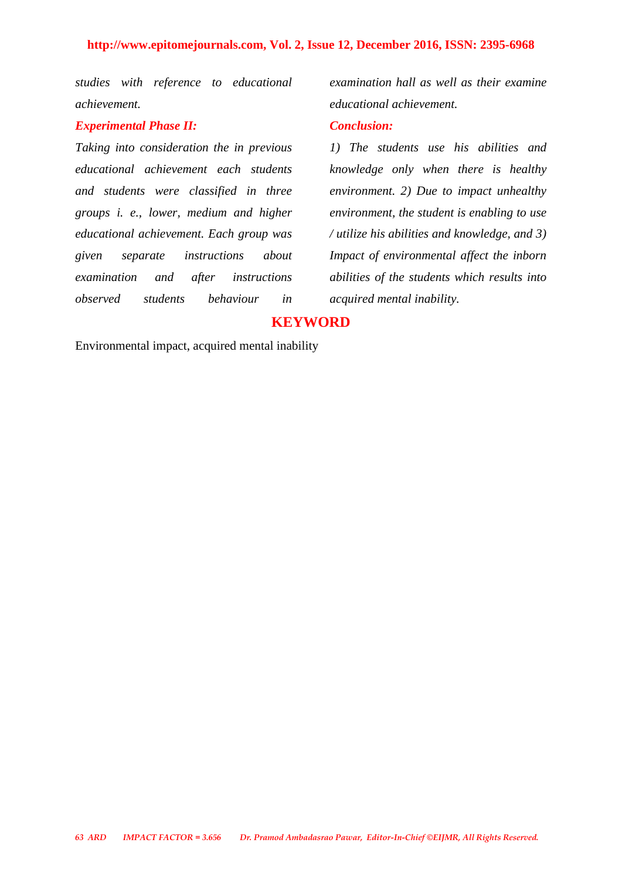*studies with reference to educational achievement.*

***Experimental Phase II:***

*Taking into consideration the in previous educational achievement each students and students were classified in three groups i. e., lower, medium and higher educational achievement. Each group was given separate instructions about examination and after instructions observed students behaviour in examination hall as well as their examine educational achievement.*

***Conclusion:***

*1) The students use his abilities and knowledge only when there is healthy environment. 2) Due to impact unhealthy environment, the student is enabling to use / utilize his abilities and knowledge, and 3) Impact of environmental affect the inborn abilities of the students which results into acquired mental inability.*

## KEYWORD

Environmental impact, acquired mental inability